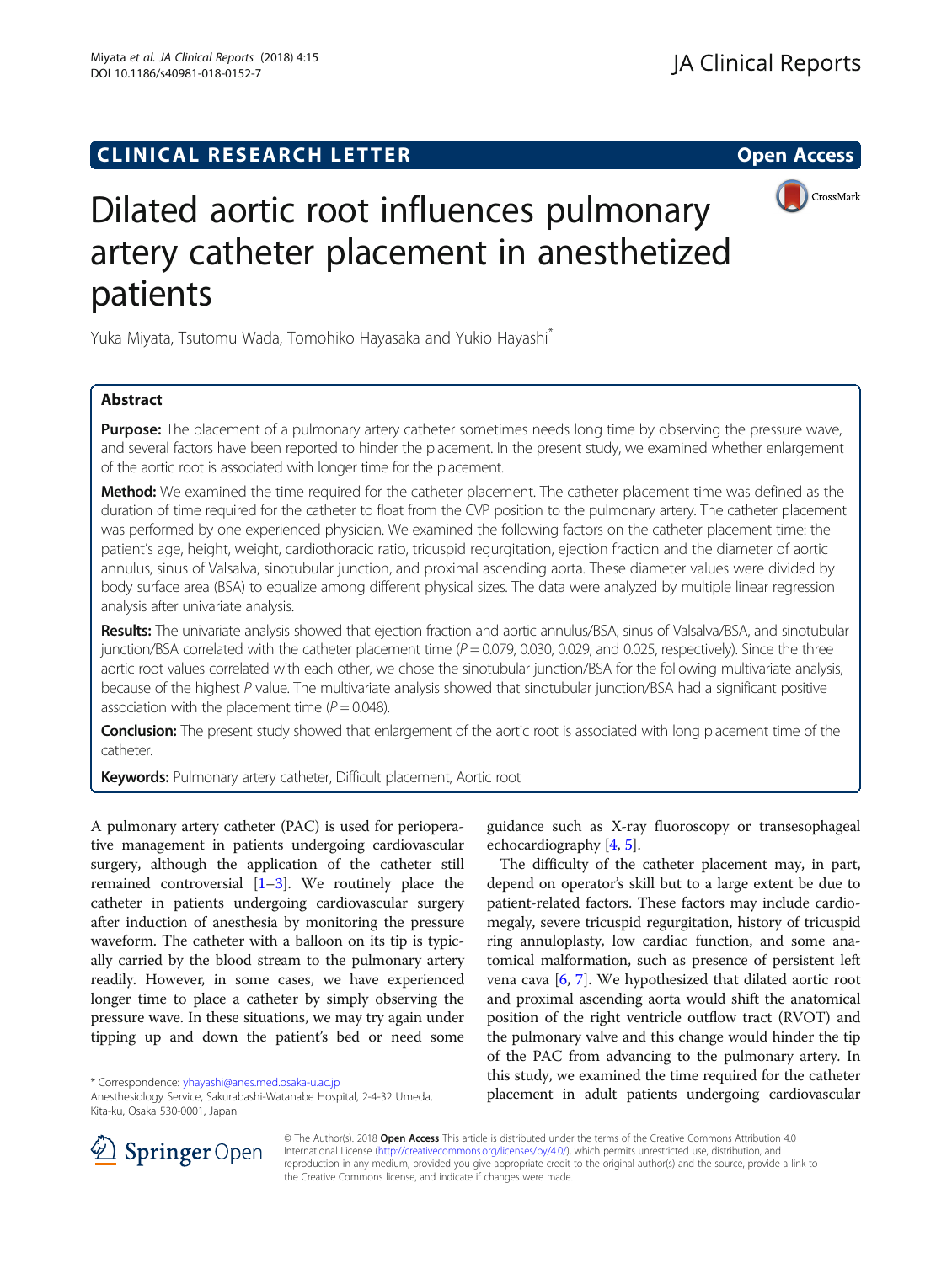CLINICAL RESEARCH LETTER

Open Access

# Dilated aortic root influences pulmonary artery catheter placement in anesthetized patients

Yuka Miyata, Tsutomu Wada, Tomohiko Hayasaka and Yukio Hayashi*

## Abstract

**Purpose:** The placement of a pulmonary artery catheter sometimes needs long time by observing the pressure wave, and several factors have been reported to hinder the placement. In the present study, we examined whether enlargement of the aortic root is associated with longer time for the placement.

**Method:** We examined the time required for the catheter placement. The catheter placement time was defined as the duration of time required for the catheter to float from the CVP position to the pulmonary artery. The catheter placement was performed by one experienced physician. We examined the following factors on the catheter placement time: the patient's age, height, weight, cardiothoracic ratio, tricuspid regurgitation, ejection fraction and the diameter of aortic annulus, sinus of Valsalva, sinotubular junction, and proximal ascending aorta. These diameter values were divided by body surface area (BSA) to equalize among different physical sizes. The data were analyzed by multiple linear regression analysis after univariate analysis.

**Results:** The univariate analysis showed that ejection fraction and aortic annulus/BSA, sinus of Valsalva/BSA, and sinotubular junction/BSA correlated with the catheter placement time ($P = 0.079$, 0.030, 0.029, and 0.025, respectively). Since the three aortic root values correlated with each other, we chose the sinotubular junction/BSA for the following multivariate analysis, because of the highest $P$ value. The multivariate analysis showed that sinotubular junction/BSA had a significant positive association with the placement time ($P = 0.048$).

**Conclusion:** The present study showed that enlargement of the aortic root is associated with long placement time of the catheter.

**Keywords:** Pulmonary artery catheter, Difficult placement, Aortic root

A pulmonary artery catheter (PAC) is used for perioperative management in patients undergoing cardiovascular surgery, although the application of the catheter still remained controversial [1–3]. We routinely place the catheter in patients undergoing cardiovascular surgery after induction of anesthesia by monitoring the pressure waveform. The catheter with a balloon on its tip is typically carried by the blood stream to the pulmonary artery readily. However, in some cases, we have experienced longer time to place a catheter by simply observing the pressure wave. In these situations, we may try again under tipping up and down the patient's bed or need some guidance such as X-ray fluoroscopy or transesophageal echocardiography [4, 5].

The difficulty of the catheter placement may, in part, depend on operator's skill but to a large extent be due to patient-related factors. These factors may include cardiomegaly, severe tricuspid regurgitation, history of tricuspid ring annuloplasty, low cardiac function, and some anatomical malformation, such as presence of persistent left vena cava [6, 7]. We hypothesized that dilated aortic root and proximal ascending aorta would shift the anatomical position of the right ventricle outflow tract (RVOT) and the pulmonary valve and this change would hinder the tip of the PAC from advancing to the pulmonary artery. In this study, we examined the time required for the catheter placement in adult patients undergoing cardiovascular

* Correspondence: yhayashi@anes.med.osaka-u.ac.jp
Anesthesiology Service, Sakurabashi-Watanabe Hospital, 2-4-32 Umeda, Kita-ku, Osaka 530-0001, Japan

© The Author(s). 2018 **Open Access** This article is distributed under the terms of the Creative Commons Attribution 4.0 International License (http://creativecommons.org/licenses/by/4.0/), which permits unrestricted use, distribution, and reproduction in any medium, provided you give appropriate credit to the original author(s) and the source, provide a link to the Creative Commons license, and indicate if changes were made.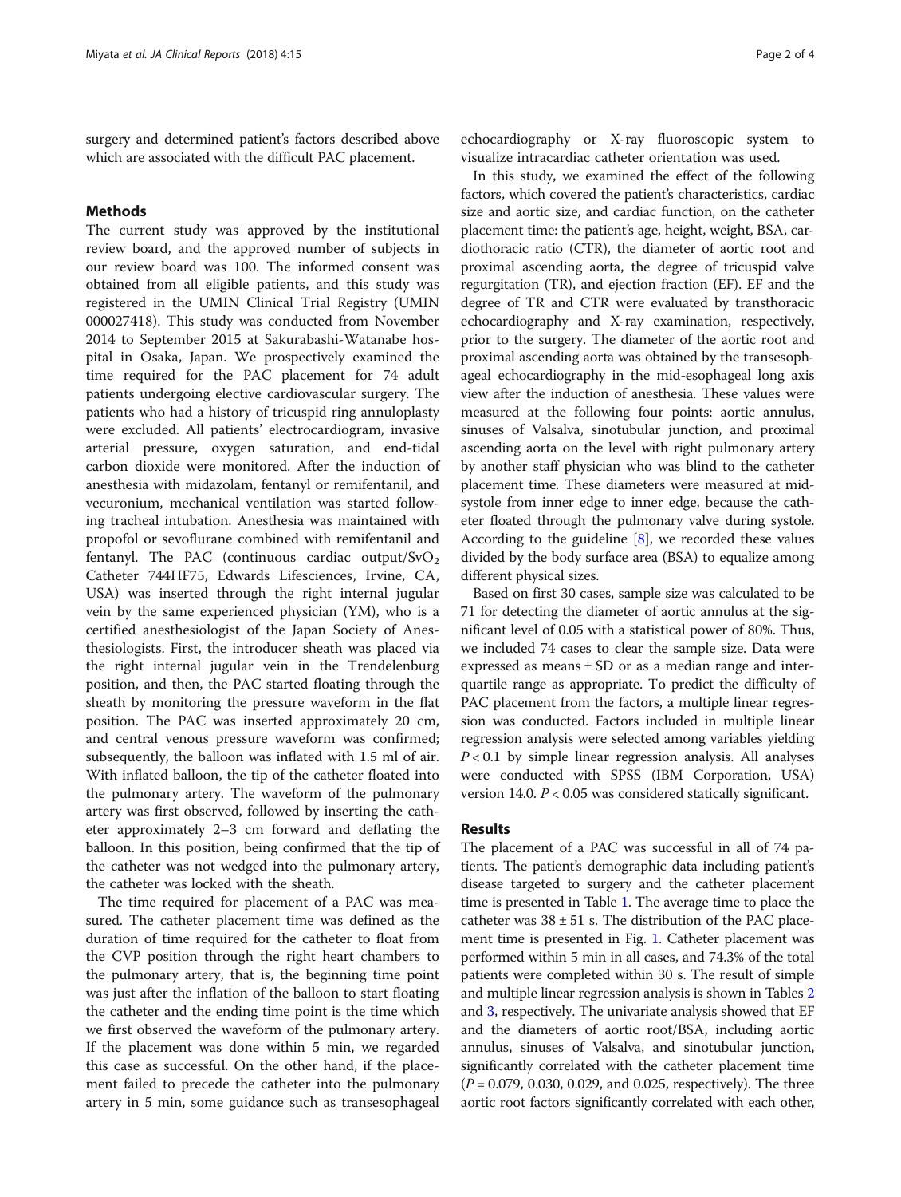surgery and determined patient's factors described above which are associated with the difficult PAC placement.

## Methods

The current study was approved by the institutional review board, and the approved number of subjects in our review board was 100. The informed consent was obtained from all eligible patients, and this study was registered in the UMIN Clinical Trial Registry (UMIN 000027418). This study was conducted from November 2014 to September 2015 at Sakurabashi-Watanabe hospital in Osaka, Japan. We prospectively examined the time required for the PAC placement for 74 adult patients undergoing elective cardiovascular surgery. The patients who had a history of tricuspid ring annuloplasty were excluded. All patients' electrocardiogram, invasive arterial pressure, oxygen saturation, and end-tidal carbon dioxide were monitored. After the induction of anesthesia with midazolam, fentanyl or remifentanil, and vecuronium, mechanical ventilation was started following tracheal intubation. Anesthesia was maintained with propofol or sevoflurane combined with remifentanil and fentanyl. The PAC (continuous cardiac output/$SvO_2$ Catheter 744HF75, Edwards Lifesciences, Irvine, CA, USA) was inserted through the right internal jugular vein by the same experienced physician (YM), who is a certified anesthesiologist of the Japan Society of Anesthesiologists. First, the introducer sheath was placed via the right internal jugular vein in the Trendelenburg position, and then, the PAC started floating through the sheath by monitoring the pressure waveform in the flat position. The PAC was inserted approximately 20 cm, and central venous pressure waveform was confirmed; subsequently, the balloon was inflated with 1.5 ml of air. With inflated balloon, the tip of the catheter floated into the pulmonary artery. The waveform of the pulmonary artery was first observed, followed by inserting the catheter approximately 2–3 cm forward and deflating the balloon. In this position, being confirmed that the tip of the catheter was not wedged into the pulmonary artery, the catheter was locked with the sheath.

The time required for placement of a PAC was measured. The catheter placement time was defined as the duration of time required for the catheter to float from the CVP position through the right heart chambers to the pulmonary artery, that is, the beginning time point was just after the inflation of the balloon to start floating the catheter and the ending time point is the time which we first observed the waveform of the pulmonary artery. If the placement was done within 5 min, we regarded this case as successful. On the other hand, if the placement failed to precede the catheter into the pulmonary artery in 5 min, some guidance such as transesophageal echocardiography or X-ray fluoroscopic system to visualize intracardiac catheter orientation was used.

In this study, we examined the effect of the following factors, which covered the patient's characteristics, cardiac size and aortic size, and cardiac function, on the catheter placement time: the patient's age, height, weight, BSA, cardiothoracic ratio (CTR), the diameter of aortic root and proximal ascending aorta, the degree of tricuspid valve regurgitation (TR), and ejection fraction (EF). EF and the degree of TR and CTR were evaluated by transthoracic echocardiography and X-ray examination, respectively, prior to the surgery. The diameter of the aortic root and proximal ascending aorta was obtained by the transesophageal echocardiography in the mid-esophageal long axis view after the induction of anesthesia. These values were measured at the following four points: aortic annulus, sinuses of Valsalva, sinotubular junction, and proximal ascending aorta on the level with right pulmonary artery by another staff physician who was blind to the catheter placement time. These diameters were measured at mid-systole from inner edge to inner edge, because the catheter floated through the pulmonary valve during systole. According to the guideline [8], we recorded these values divided by the body surface area (BSA) to equalize among different physical sizes.

Based on first 30 cases, sample size was calculated to be 71 for detecting the diameter of aortic annulus at the significant level of 0.05 with a statistical power of 80%. Thus, we included 74 cases to clear the sample size. Data were expressed as means ± SD or as a median range and interquartile range as appropriate. To predict the difficulty of PAC placement from the factors, a multiple linear regression was conducted. Factors included in multiple linear regression analysis were selected among variables yielding $P < 0.1$ by simple linear regression analysis. All analyses were conducted with SPSS (IBM Corporation, USA) version 14.0. $P < 0.05$ was considered statically significant.

## Results

The placement of a PAC was successful in all of 74 patients. The patient's demographic data including patient's disease targeted to surgery and the catheter placement time is presented in Table 1. The average time to place the catheter was 38 ± 51 s. The distribution of the PAC placement time is presented in Fig. 1. Catheter placement was performed within 5 min in all cases, and 74.3% of the total patients were completed within 30 s. The result of simple and multiple linear regression analysis is shown in Tables 2 and 3, respectively. The univariate analysis showed that EF and the diameters of aortic root/BSA, including aortic annulus, sinuses of Valsalva, and sinotubular junction, significantly correlated with the catheter placement time ($P = 0.079$, 0.030, 0.029, and 0.025, respectively). The three aortic root factors significantly correlated with each other,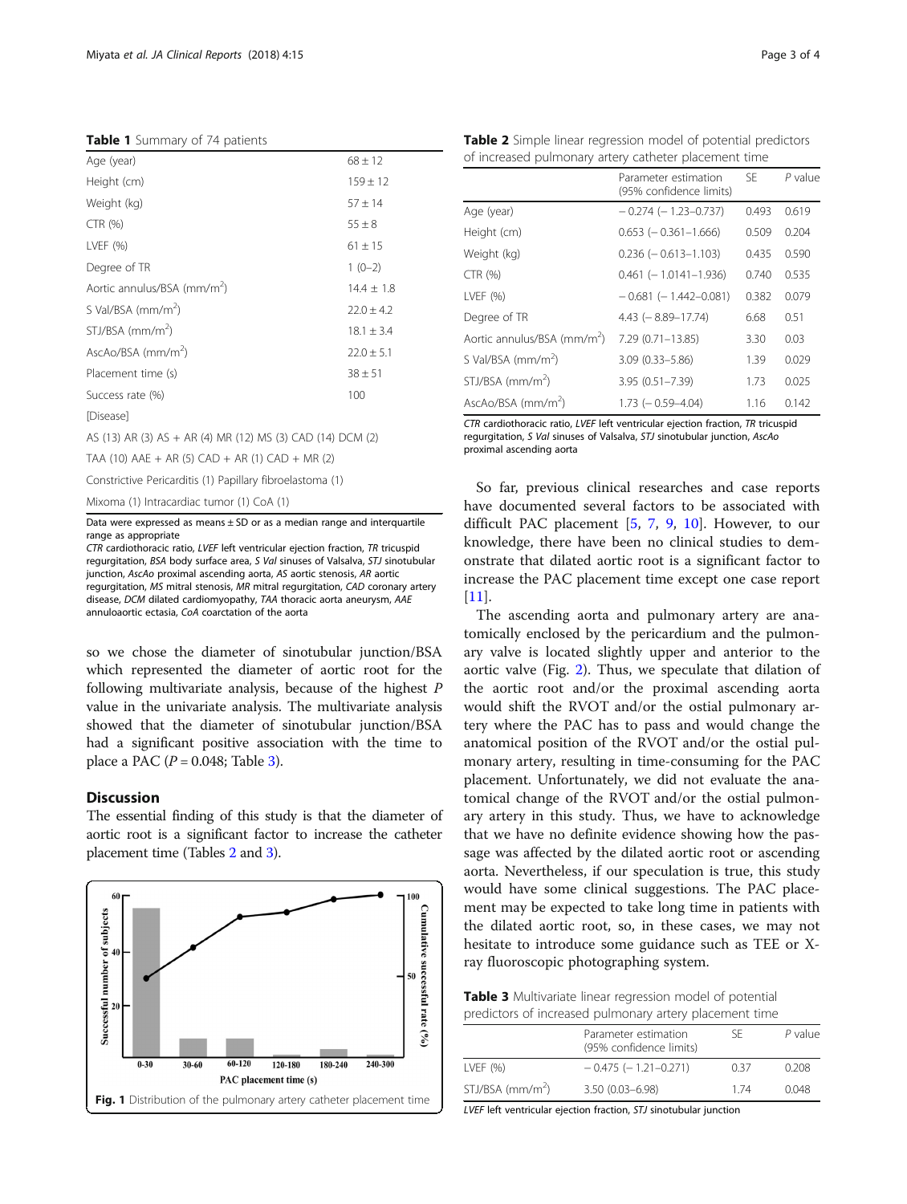**Table 1** Summary of 74 patients

| | |
|---|---|
| Age (year) | 68 ± 12 |
| Height (cm) | 159 ± 12 |
| Weight (kg) | 57 ± 14 |
| CTR (%) | 55 ± 8 |
| LVEF (%) | 61 ± 15 |
| Degree of TR | 1 (0–2) |
| Aortic annulus/BSA (mm/m$^2$) | 14.4 ± 1.8 |
| S Val/BSA (mm/m$^2$) | 22.0 ± 4.2 |
| STJ/BSA (mm/m$^2$) | 18.1 ± 3.4 |
| AscAo/BSA (mm/m$^2$) | 22.0 ± 5.1 |
| Placement time (s) | 38 ± 51 |
| Success rate (%) | 100 |
| [Disease] | |
| AS (13) AR (3) AS + AR (4) MR (12) MS (3) CAD (14) DCM (2) | |
| TAA (10) AAE + AR (5) CAD + AR (1) CAD + MR (2) | |
| Constrictive Pericarditis (1) Papillary fibroelastoma (1) | |
| Mixoma (1) Intracardiac tumor (1) CoA (1) | |

Data were expressed as means ± SD or as a median range and interquartile range as appropriate
*CTR* cardiothoracic ratio, *LVEF* left ventricular ejection fraction, *TR* tricuspid regurgitation, *BSA* body surface area, *S Val* sinuses of Valsalva, *STJ* sinotubular junction, *AscAo* proximal ascending aorta, *AS* aortic stenosis, *AR* aortic regurgitation, *MS* mitral stenosis, *MR* mitral regurgitation, *CAD* coronary artery disease, *DCM* dilated cardiomyopathy, *TAA* thoracic aorta aneurysm, *AAE* annuloaortic ectasia, *CoA* coarctation of the aorta

so we chose the diameter of sinotubular junction/BSA which represented the diameter of aortic root for the following multivariate analysis, because of the highest *P* value in the univariate analysis. The multivariate analysis showed that the diameter of sinotubular junction/BSA had a significant positive association with the time to place a PAC ($P = 0.048$; Table 3).

## Discussion

The essential finding of this study is that the diameter of aortic root is a significant factor to increase the catheter placement time (Tables 2 and 3).

**Fig. 1** Distribution of the pulmonary artery catheter placement time

**Table 2** Simple linear regression model of potential predictors of increased pulmonary artery catheter placement time

| | Parameter estimation (95% confidence limits) | SE | *P* value |
|---|---|---|---|
| Age (year) | − 0.274 (− 1.23–0.737) | 0.493 | 0.619 |
| Height (cm) | 0.653 (− 0.361–1.666) | 0.509 | 0.204 |
| Weight (kg) | 0.236 (− 0.613–1.103) | 0.435 | 0.590 |
| CTR (%) | 0.461 (− 1.0141–1.936) | 0.740 | 0.535 |
| LVEF (%) | − 0.681 (− 1.442–0.081) | 0.382 | 0.079 |
| Degree of TR | 4.43 (− 8.89–17.74) | 6.68 | 0.51 |
| Aortic annulus/BSA (mm/m$^2$) | 7.29 (0.71–13.85) | 3.30 | 0.03 |
| S Val/BSA (mm/m$^2$) | 3.09 (0.33–5.86) | 1.39 | 0.029 |
| STJ/BSA (mm/m$^2$) | 3.95 (0.51–7.39) | 1.73 | 0.025 |
| AscAo/BSA (mm/m$^2$) | 1.73 (− 0.59–4.04) | 1.16 | 0.142 |

*CTR* cardiothoracic ratio, *LVEF* left ventricular ejection fraction, *TR* tricuspid regurgitation, *S Val* sinuses of Valsalva, *STJ* sinotubular junction, *AscAo* proximal ascending aorta

So far, previous clinical researches and case reports have documented several factors to be associated with difficult PAC placement [5, 7, 9, 10]. However, to our knowledge, there have been no clinical studies to demonstrate that dilated aortic root is a significant factor to increase the PAC placement time except one case report [11].

The ascending aorta and pulmonary artery are anatomically enclosed by the pericardium and the pulmonary valve is located slightly upper and anterior to the aortic valve (Fig. 2). Thus, we speculate that dilation of the aortic root and/or the proximal ascending aorta would shift the RVOT and/or the ostial pulmonary artery where the PAC has to pass and would change the anatomical position of the RVOT and/or the ostial pulmonary artery, resulting in time-consuming for the PAC placement. Unfortunately, we did not evaluate the anatomical change of the RVOT and/or the ostial pulmonary artery in this study. Thus, we have to acknowledge that we have no definite evidence showing how the passage was affected by the dilated aortic root or ascending aorta. Nevertheless, if our speculation is true, this study would have some clinical suggestions. The PAC placement may be expected to take long time in patients with the dilated aortic root, so, in these cases, we may not hesitate to introduce some guidance such as TEE or X-ray fluoroscopic photographing system.

**Table 3** Multivariate linear regression model of potential predictors of increased pulmonary artery placement time

| | Parameter estimation (95% confidence limits) | SE | *P* value |
|---|---|---|---|
| LVEF (%) | − 0.475 (− 1.21–0.271) | 0.37 | 0.208 |
| STJ/BSA (mm/m$^2$) | 3.50 (0.03–6.98) | 1.74 | 0.048 |

*LVEF* left ventricular ejection fraction, *STJ* sinotubular junction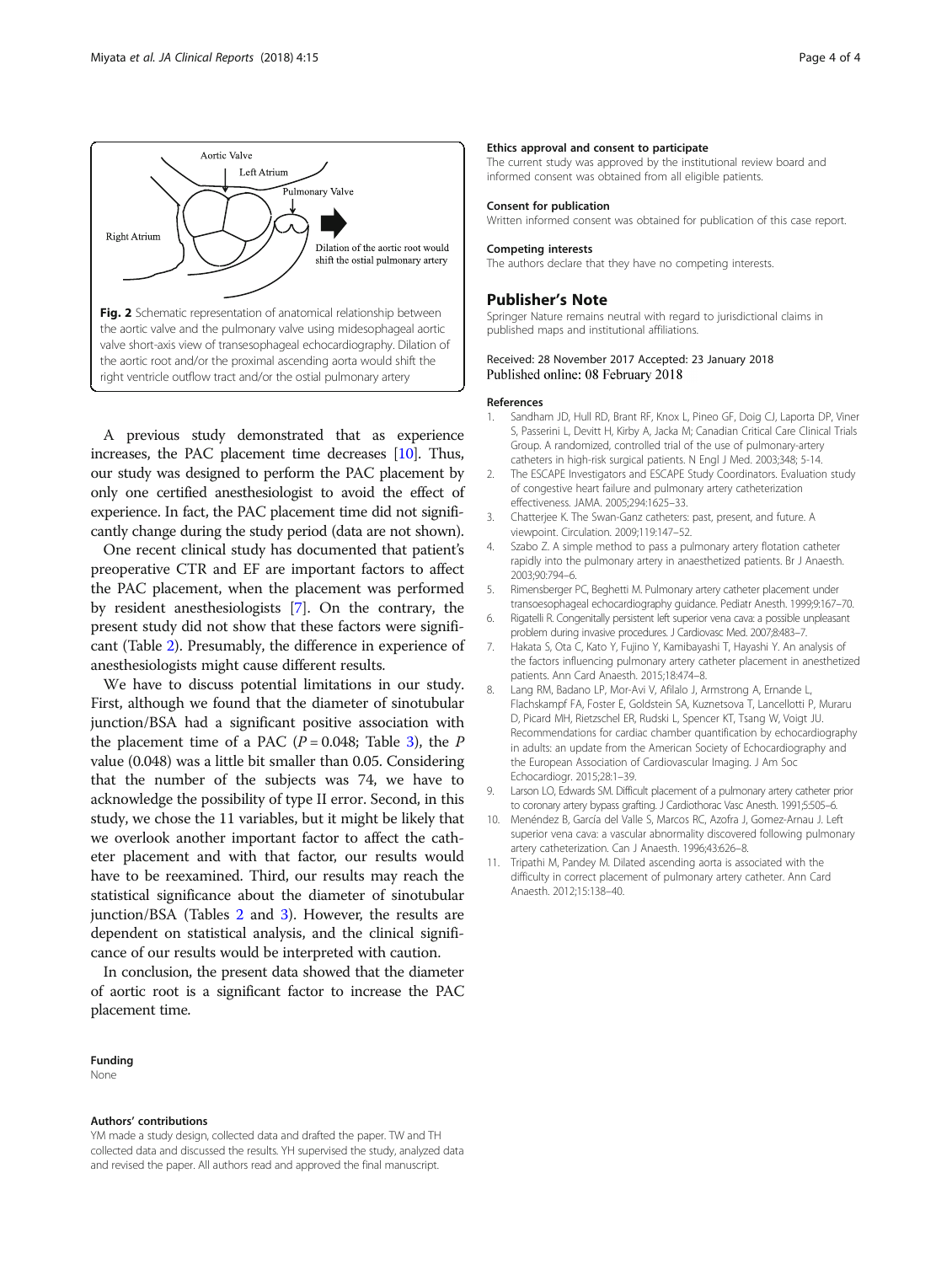Aortic Valve

Left Atrium

Pulmonary Valve

Right Atrium

Dilation of the aortic root would shift the ostial pulmonary artery

**Fig. 2** Schematic representation of anatomical relationship between the aortic valve and the pulmonary valve using midesophageal aortic valve short-axis view of transesophageal echocardiography. Dilation of the aortic root and/or the proximal ascending aorta would shift the right ventricle outflow tract and/or the ostial pulmonary artery

A previous study demonstrated that as experience increases, the PAC placement time decreases [10]. Thus, our study was designed to perform the PAC placement by only one certified anesthesiologist to avoid the effect of experience. In fact, the PAC placement time did not significantly change during the study period (data are not shown).

One recent clinical study has documented that patient's preoperative CTR and EF are important factors to affect the PAC placement, when the placement was performed by resident anesthesiologists [7]. On the contrary, the present study did not show that these factors were significant (Table 2). Presumably, the difference in experience of anesthesiologists might cause different results.

We have to discuss potential limitations in our study. First, although we found that the diameter of sinotubular junction/BSA had a significant positive association with the placement time of a PAC ($P = 0.048$; Table 3), the $P$ value (0.048) was a little bit smaller than 0.05. Considering that the number of the subjects was 74, we have to acknowledge the possibility of type II error. Second, in this study, we chose the 11 variables, but it might be likely that we overlook another important factor to affect the catheter placement and with that factor, our results would have to be reexamined. Third, our results may reach the statistical significance about the diameter of sinotubular junction/BSA (Tables 2 and 3). However, the results are dependent on statistical analysis, and the clinical significance of our results would be interpreted with caution.

In conclusion, the present data showed that the diameter of aortic root is a significant factor to increase the PAC placement time.

#### Funding

None

#### Authors' contributions

YM made a study design, collected data and drafted the paper. TW and TH collected data and discussed the results. YH supervised the study, analyzed data and revised the paper. All authors read and approved the final manuscript.

#### Ethics approval and consent to participate

The current study was approved by the institutional review board and informed consent was obtained from all eligible patients.

#### Consent for publication

Written informed consent was obtained for publication of this case report.

#### Competing interests

The authors declare that they have no competing interests.

## Publisher's Note

Springer Nature remains neutral with regard to jurisdictional claims in published maps and institutional affiliations.

Received: 28 November 2017 Accepted: 23 January 2018
Published online: 08 February 2018

#### References

1. Sandham JD, Hull RD, Brant RF, Knox L, Pineo GF, Doig CJ, Laporta DP, Viner S, Passerini L, Devitt H, Kirby A, Jacka M; Canadian Critical Care Clinical Trials Group. A randomized, controlled trial of the use of pulmonary-artery catheters in high-risk surgical patients. N Engl J Med. 2003;348; 5-14.
2. The ESCAPE Investigators and ESCAPE Study Coordinators. Evaluation study of congestive heart failure and pulmonary artery catheterization effectiveness. JAMA. 2005;294:1625–33.
3. Chatterjee K. The Swan-Ganz catheters: past, present, and future. A viewpoint. Circulation. 2009;119:147–52.
4. Szabo Z. A simple method to pass a pulmonary artery flotation catheter rapidly into the pulmonary artery in anaesthetized patients. Br J Anaesth. 2003;90:794–6.
5. Rimensberger PC, Beghetti M. Pulmonary artery catheter placement under transoesophageal echocardiography guidance. Pediatr Anesth. 1999;9:167–70.
6. Rigatelli R. Congenitally persistent left superior vena cava: a possible unpleasant problem during invasive procedures. J Cardiovasc Med. 2007;8:483–7.
7. Hakata S, Ota C, Kato Y, Fujino Y, Kamibayashi T, Hayashi Y. An analysis of the factors influencing pulmonary artery catheter placement in anesthetized patients. Ann Card Anaesth. 2015;18:474–8.
8. Lang RM, Badano LP, Mor-Avi V, Afilalo J, Armstrong A, Ernande L, Flachskampf FA, Foster E, Goldstein SA, Kuznetsova T, Lancellotti P, Muraru D, Picard MH, Rietzschel ER, Rudski L, Spencer KT, Tsang W, Voigt JU. Recommendations for cardiac chamber quantification by echocardiography in adults: an update from the American Society of Echocardiography and the European Association of Cardiovascular Imaging. J Am Soc Echocardiogr. 2015;28:1–39.
9. Larson LO, Edwards SM. Difficult placement of a pulmonary artery catheter prior to coronary artery bypass grafting. J Cardiothorac Vasc Anesth. 1991;5:505–6.
10. Menéndez B, García del Valle S, Marcos RC, Azofra J, Gomez-Arnau J. Left superior vena cava: a vascular abnormality discovered following pulmonary artery catheterization. Can J Anaesth. 1996;43:626–8.
11. Tripathi M, Pandey M. Dilated ascending aorta is associated with the difficulty in correct placement of pulmonary artery catheter. Ann Card Anaesth. 2012;15:138–40.